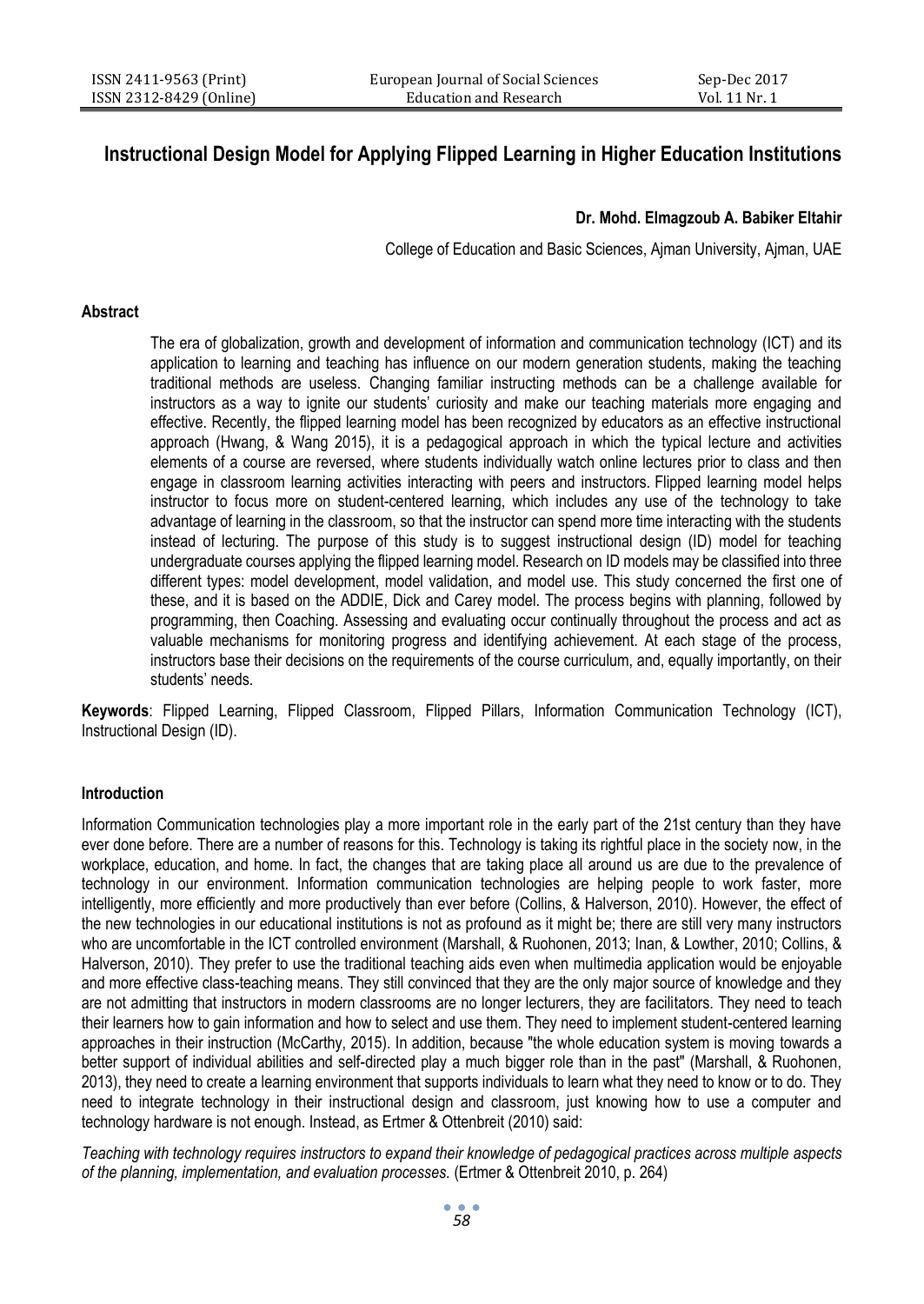# Instructional Design Model for Applying Flipped Learning in Higher Education Institutions

**Dr. Mohd. Elmagzoub A. Babiker Eltahir**

College of Education and Basic Sciences, Ajman University, Ajman, UAE

## Abstract

The era of globalization, growth and development of information and communication technology (ICT) and its application to learning and teaching has influence on our modern generation students, making the teaching traditional methods are useless. Changing familiar instructing methods can be a challenge available for instructors as a way to ignite our students' curiosity and make our teaching materials more engaging and effective. Recently, the flipped learning model has been recognized by educators as an effective instructional approach (Hwang, & Wang 2015), it is a pedagogical approach in which the typical lecture and activities elements of a course are reversed, where students individually watch online lectures prior to class and then engage in classroom learning activities interacting with peers and instructors. Flipped learning model helps instructor to focus more on student-centered learning, which includes any use of the technology to take advantage of learning in the classroom, so that the instructor can spend more time interacting with the students instead of lecturing. The purpose of this study is to suggest instructional design (ID) model for teaching undergraduate courses applying the flipped learning model. Research on ID models may be classified into three different types: model development, model validation, and model use. This study concerned the first one of these, and it is based on the ADDIE, Dick and Carey model. The process begins with planning, followed by programming, then Coaching. Assessing and evaluating occur continually throughout the process and act as valuable mechanisms for monitoring progress and identifying achievement. At each stage of the process, instructors base their decisions on the requirements of the course curriculum, and, equally importantly, on their students' needs.

**Keywords**: Flipped Learning, Flipped Classroom, Flipped Pillars, Information Communication Technology (ICT), Instructional Design (ID).

## Introduction

Information Communication technologies play a more important role in the early part of the 21st century than they have ever done before. There are a number of reasons for this. Technology is taking its rightful place in the society now, in the workplace, education, and home. In fact, the changes that are taking place all around us are due to the prevalence of technology in our environment. Information communication technologies are helping people to work faster, more intelligently, more efficiently and more productively than ever before (Collins, & Halverson, 2010). However, the effect of the new technologies in our educational institutions is not as profound as it might be; there are still very many instructors who are uncomfortable in the ICT controlled environment (Marshall, & Ruohonen, 2013; Inan, & Lowther, 2010; Collins, & Halverson, 2010). They prefer to use the traditional teaching aids even when multimedia application would be enjoyable and more effective class-teaching means. They still convinced that they are the only major source of knowledge and they are not admitting that instructors in modern classrooms are no longer lecturers, they are facilitators. They need to teach their learners how to gain information and how to select and use them. They need to implement student-centered learning approaches in their instruction (McCarthy, 2015). In addition, because "the whole education system is moving towards a better support of individual abilities and self-directed play a much bigger role than in the past" (Marshall, & Ruohonen, 2013), they need to create a learning environment that supports individuals to learn what they need to know or to do. They need to integrate technology in their instructional design and classroom, just knowing how to use a computer and technology hardware is not enough. Instead, as Ertmer & Ottenbreit (2010) said:

*Teaching with technology requires instructors to expand their knowledge of pedagogical practices across multiple aspects of the planning, implementation, and evaluation processes.* (Ertmer & Ottenbreit 2010, p. 264)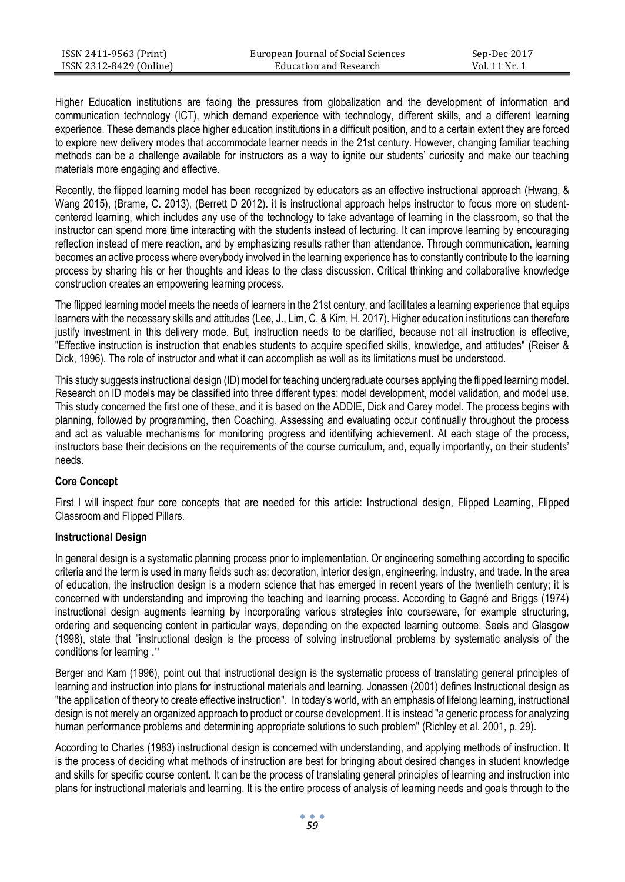Higher Education institutions are facing the pressures from globalization and the development of information and communication technology (ICT), which demand experience with technology, different skills, and a different learning experience. These demands place higher education institutions in a difficult position, and to a certain extent they are forced to explore new delivery modes that accommodate learner needs in the 21st century. However, changing familiar teaching methods can be a challenge available for instructors as a way to ignite our students' curiosity and make our teaching materials more engaging and effective.

Recently, the flipped learning model has been recognized by educators as an effective instructional approach (Hwang, & Wang 2015), (Brame, C. 2013), (Berrett D 2012). it is instructional approach helps instructor to focus more on student-centered learning, which includes any use of the technology to take advantage of learning in the classroom, so that the instructor can spend more time interacting with the students instead of lecturing. It can improve learning by encouraging reflection instead of mere reaction, and by emphasizing results rather than attendance. Through communication, learning becomes an active process where everybody involved in the learning experience has to constantly contribute to the learning process by sharing his or her thoughts and ideas to the class discussion. Critical thinking and collaborative knowledge construction creates an empowering learning process.

The flipped learning model meets the needs of learners in the 21st century, and facilitates a learning experience that equips learners with the necessary skills and attitudes (Lee, J., Lim, C. & Kim, H. 2017). Higher education institutions can therefore justify investment in this delivery mode. But, instruction needs to be clarified, because not all instruction is effective, "Effective instruction is instruction that enables students to acquire specified skills, knowledge, and attitudes" (Reiser & Dick, 1996). The role of instructor and what it can accomplish as well as its limitations must be understood.

This study suggests instructional design (ID) model for teaching undergraduate courses applying the flipped learning model. Research on ID models may be classified into three different types: model development, model validation, and model use. This study concerned the first one of these, and it is based on the ADDIE, Dick and Carey model. The process begins with planning, followed by programming, then Coaching. Assessing and evaluating occur continually throughout the process and act as valuable mechanisms for monitoring progress and identifying achievement. At each stage of the process, instructors base their decisions on the requirements of the course curriculum, and, equally importantly, on their students' needs.

**Core Concept**

First I will inspect four core concepts that are needed for this article: Instructional design, Flipped Learning, Flipped Classroom and Flipped Pillars.

**Instructional Design**

In general design is a systematic planning process prior to implementation. Or engineering something according to specific criteria and the term is used in many fields such as: decoration, interior design, engineering, industry, and trade. In the area of education, the instruction design is a modern science that has emerged in recent years of the twentieth century; it is concerned with understanding and improving the teaching and learning process. According to Gagné and Briggs (1974) instructional design augments learning by incorporating various strategies into courseware, for example structuring, ordering and sequencing content in particular ways, depending on the expected learning outcome. Seels and Glasgow (1998), state that "instructional design is the process of solving instructional problems by systematic analysis of the conditions for learning ."

Berger and Kam (1996), point out that instructional design is the systematic process of translating general principles of learning and instruction into plans for instructional materials and learning. Jonassen (2001) defines Instructional design as "the application of theory to create effective instruction". In today's world, with an emphasis of lifelong learning, instructional design is not merely an organized approach to product or course development. It is instead "a generic process for analyzing human performance problems and determining appropriate solutions to such problem" (Richley et al. 2001, p. 29).

According to Charles (1983) instructional design is concerned with understanding, and applying methods of instruction. It is the process of deciding what methods of instruction are best for bringing about desired changes in student knowledge and skills for specific course content. It can be the process of translating general principles of learning and instruction into plans for instructional materials and learning. It is the entire process of analysis of learning needs and goals through to the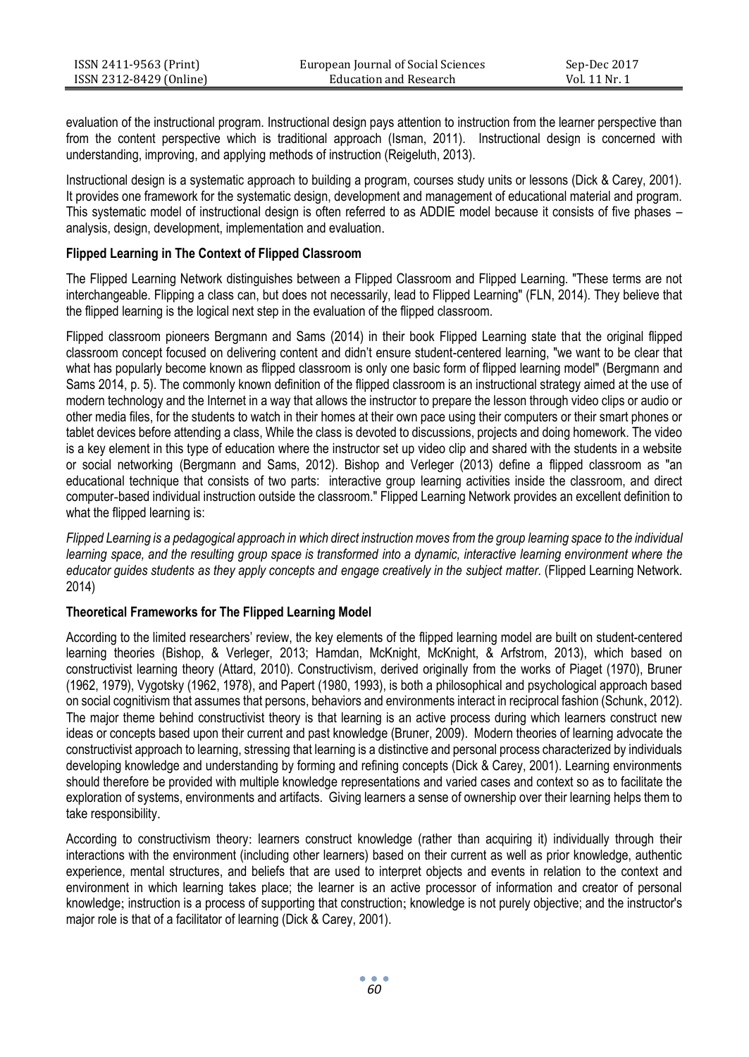evaluation of the instructional program. Instructional design pays attention to instruction from the learner perspective than from the content perspective which is traditional approach (Isman, 2011). Instructional design is concerned with understanding, improving, and applying methods of instruction (Reigeluth, 2013).

Instructional design is a systematic approach to building a program, courses study units or lessons (Dick & Carey, 2001). It provides one framework for the systematic design, development and management of educational material and program. This systematic model of instructional design is often referred to as ADDIE model because it consists of five phases – analysis, design, development, implementation and evaluation.

**Flipped Learning in The Context of Flipped Classroom**

The Flipped Learning Network distinguishes between a Flipped Classroom and Flipped Learning. "These terms are not interchangeable. Flipping a class can, but does not necessarily, lead to Flipped Learning" (FLN, 2014). They believe that the flipped learning is the logical next step in the evaluation of the flipped classroom.

Flipped classroom pioneers Bergmann and Sams (2014) in their book Flipped Learning state that the original flipped classroom concept focused on delivering content and didn't ensure student-centered learning, "we want to be clear that what has popularly become known as flipped classroom is only one basic form of flipped learning model" (Bergmann and Sams 2014, p. 5). The commonly known definition of the flipped classroom is an instructional strategy aimed at the use of modern technology and the Internet in a way that allows the instructor to prepare the lesson through video clips or audio or other media files, for the students to watch in their homes at their own pace using their computers or their smart phones or tablet devices before attending a class, While the class is devoted to discussions, projects and doing homework. The video is a key element in this type of education where the instructor set up video clip and shared with the students in a website or social networking (Bergmann and Sams, 2012). Bishop and Verleger (2013) define a flipped classroom as "an educational technique that consists of two parts: interactive group learning activities inside the classroom, and direct computer-based individual instruction outside the classroom." Flipped Learning Network provides an excellent definition to what the flipped learning is:

*Flipped Learning is a pedagogical approach in which direct instruction moves from the group learning space to the individual learning space, and the resulting group space is transformed into a dynamic, interactive learning environment where the educator guides students as they apply concepts and engage creatively in the subject matter.* (Flipped Learning Network. 2014)

**Theoretical Frameworks for The Flipped Learning Model**

According to the limited researchers' review, the key elements of the flipped learning model are built on student-centered learning theories (Bishop, & Verleger, 2013; Hamdan, McKnight, McKnight, & Arfstrom, 2013), which based on constructivist learning theory (Attard, 2010). Constructivism, derived originally from the works of Piaget (1970), Bruner (1962, 1979), Vygotsky (1962, 1978), and Papert (1980, 1993), is both a philosophical and psychological approach based on social cognitivism that assumes that persons, behaviors and environments interact in reciprocal fashion (Schunk, 2012). The major theme behind constructivist theory is that learning is an active process during which learners construct new ideas or concepts based upon their current and past knowledge (Bruner, 2009). Modern theories of learning advocate the constructivist approach to learning, stressing that learning is a distinctive and personal process characterized by individuals developing knowledge and understanding by forming and refining concepts (Dick & Carey, 2001). Learning environments should therefore be provided with multiple knowledge representations and varied cases and context so as to facilitate the exploration of systems, environments and artifacts. Giving learners a sense of ownership over their learning helps them to take responsibility.

According to constructivism theory: learners construct knowledge (rather than acquiring it) individually through their interactions with the environment (including other learners) based on their current as well as prior knowledge, authentic experience, mental structures, and beliefs that are used to interpret objects and events in relation to the context and environment in which learning takes place; the learner is an active processor of information and creator of personal knowledge; instruction is a process of supporting that construction; knowledge is not purely objective; and the instructor's major role is that of a facilitator of learning (Dick & Carey, 2001).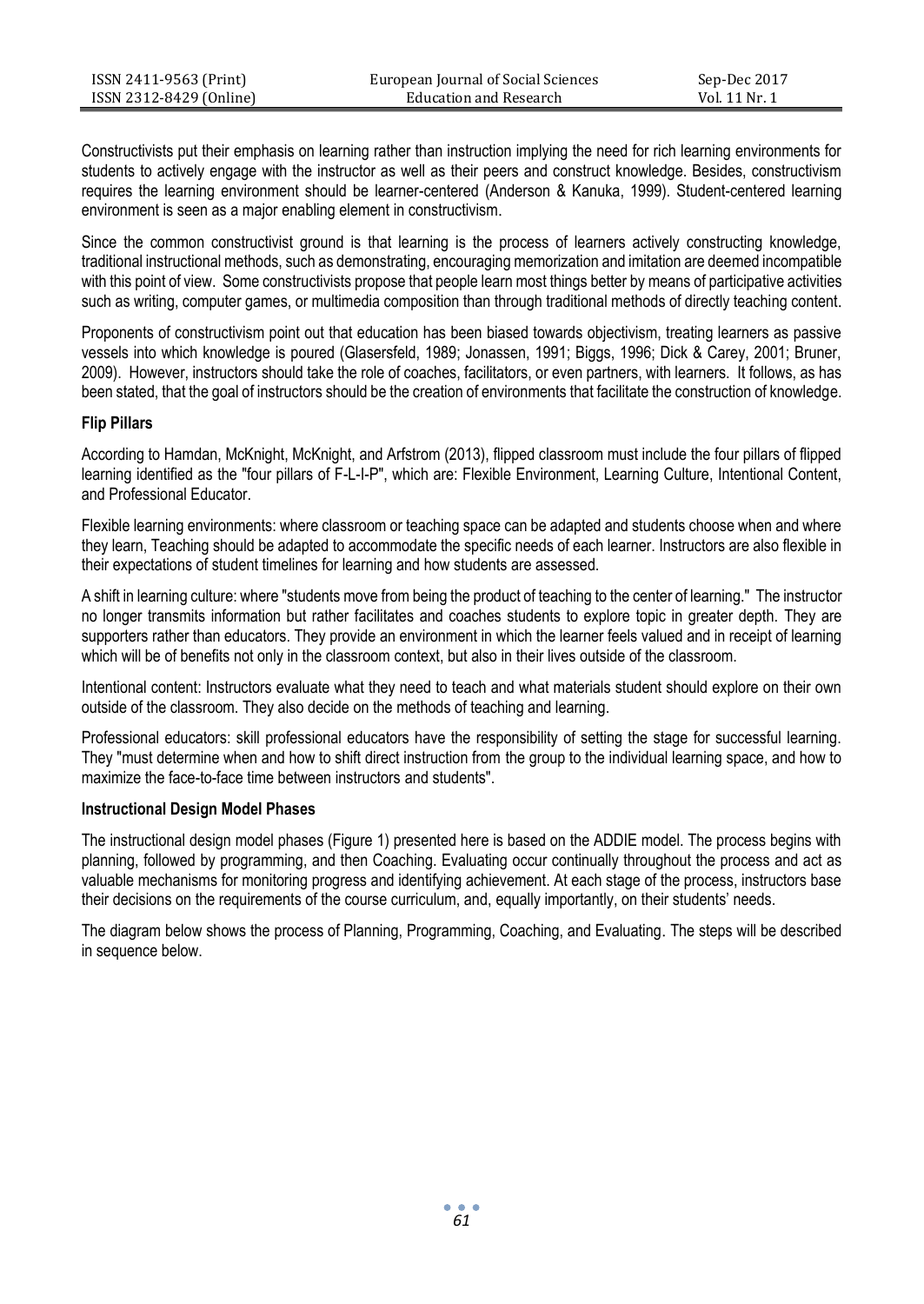Constructivists put their emphasis on learning rather than instruction implying the need for rich learning environments for students to actively engage with the instructor as well as their peers and construct knowledge. Besides, constructivism requires the learning environment should be learner-centered (Anderson & Kanuka, 1999). Student-centered learning environment is seen as a major enabling element in constructivism.

Since the common constructivist ground is that learning is the process of learners actively constructing knowledge, traditional instructional methods, such as demonstrating, encouraging memorization and imitation are deemed incompatible with this point of view. Some constructivists propose that people learn most things better by means of participative activities such as writing, computer games, or multimedia composition than through traditional methods of directly teaching content.

Proponents of constructivism point out that education has been biased towards objectivism, treating learners as passive vessels into which knowledge is poured (Glasersfeld, 1989; Jonassen, 1991; Biggs, 1996; Dick & Carey, 2001; Bruner, 2009). However, instructors should take the role of coaches, facilitators, or even partners, with learners. It follows, as has been stated, that the goal of instructors should be the creation of environments that facilitate the construction of knowledge.

**Flip Pillars**

According to Hamdan, McKnight, McKnight, and Arfstrom (2013), flipped classroom must include the four pillars of flipped learning identified as the "four pillars of F-L-I-P", which are: Flexible Environment, Learning Culture, Intentional Content, and Professional Educator.

Flexible learning environments: where classroom or teaching space can be adapted and students choose when and where they learn, Teaching should be adapted to accommodate the specific needs of each learner. Instructors are also flexible in their expectations of student timelines for learning and how students are assessed.

A shift in learning culture: where "students move from being the product of teaching to the center of learning." The instructor no longer transmits information but rather facilitates and coaches students to explore topic in greater depth. They are supporters rather than educators. They provide an environment in which the learner feels valued and in receipt of learning which will be of benefits not only in the classroom context, but also in their lives outside of the classroom.

Intentional content: Instructors evaluate what they need to teach and what materials student should explore on their own outside of the classroom. They also decide on the methods of teaching and learning.

Professional educators: skill professional educators have the responsibility of setting the stage for successful learning. They "must determine when and how to shift direct instruction from the group to the individual learning space, and how to maximize the face-to-face time between instructors and students".

**Instructional Design Model Phases**

The instructional design model phases (Figure 1) presented here is based on the ADDIE model. The process begins with planning, followed by programming, and then Coaching. Evaluating occur continually throughout the process and act as valuable mechanisms for monitoring progress and identifying achievement. At each stage of the process, instructors base their decisions on the requirements of the course curriculum, and, equally importantly, on their students' needs.

The diagram below shows the process of Planning, Programming, Coaching, and Evaluating. The steps will be described in sequence below.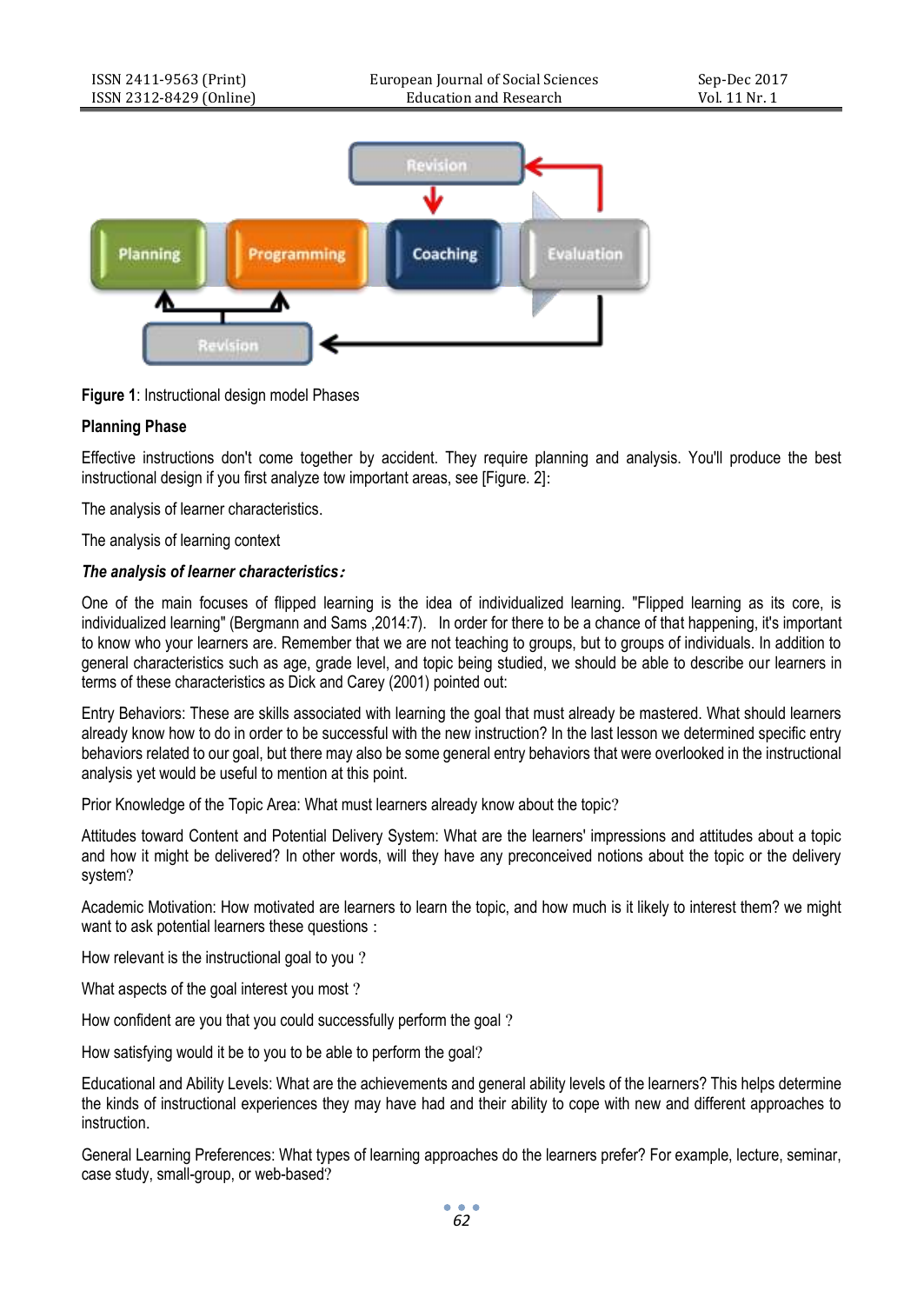Figure 1: Instructional design model Phases

**Planning Phase**

Effective instructions don't come together by accident. They require planning and analysis. You'll produce the best instructional design if you first analyze tow important areas, see [Figure. 2]:

The analysis of learner characteristics.

The analysis of learning context

***The analysis of learner characteristics*：**

One of the main focuses of flipped learning is the idea of individualized learning. "Flipped learning as its core, is individualized learning" (Bergmann and Sams ,2014:7). In order for there to be a chance of that happening, it's important to know who your learners are. Remember that we are not teaching to groups, but to groups of individuals. In addition to general characteristics such as age, grade level, and topic being studied, we should be able to describe our learners in terms of these characteristics as Dick and Carey (2001) pointed out:

Entry Behaviors: These are skills associated with learning the goal that must already be mastered. What should learners already know how to do in order to be successful with the new instruction? In the last lesson we determined specific entry behaviors related to our goal, but there may also be some general entry behaviors that were overlooked in the instructional analysis yet would be useful to mention at this point.

Prior Knowledge of the Topic Area: What must learners already know about the topic?

Attitudes toward Content and Potential Delivery System: What are the learners' impressions and attitudes about a topic and how it might be delivered? In other words, will they have any preconceived notions about the topic or the delivery system?

Academic Motivation: How motivated are learners to learn the topic, and how much is it likely to interest them? we might want to ask potential learners these questions :

How relevant is the instructional goal to you ?

What aspects of the goal interest you most ?

How confident are you that you could successfully perform the goal ?

How satisfying would it be to you to be able to perform the goal?

Educational and Ability Levels: What are the achievements and general ability levels of the learners? This helps determine the kinds of instructional experiences they may have had and their ability to cope with new and different approaches to instruction.

General Learning Preferences: What types of learning approaches do the learners prefer? For example, lecture, seminar, case study, small-group, or web-based?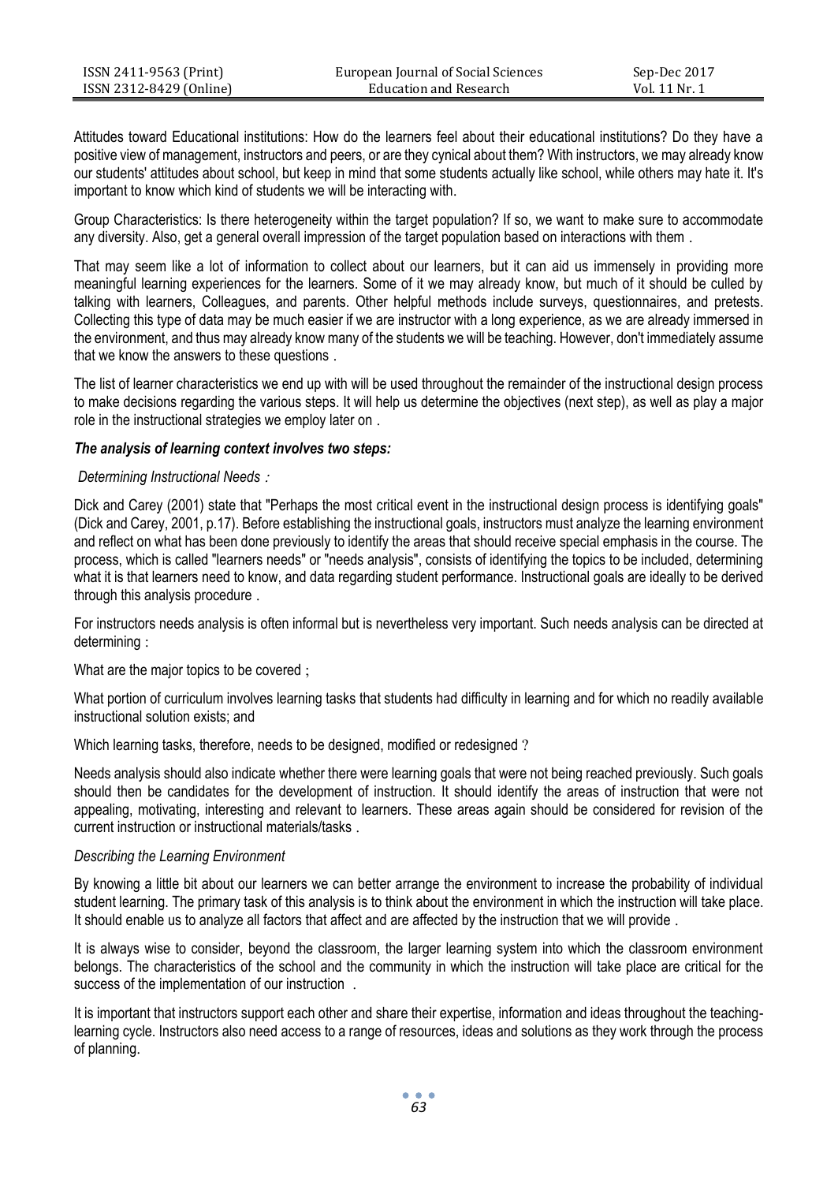Attitudes toward Educational institutions: How do the learners feel about their educational institutions? Do they have a positive view of management, instructors and peers, or are they cynical about them? With instructors, we may already know our students' attitudes about school, but keep in mind that some students actually like school, while others may hate it. It's important to know which kind of students we will be interacting with.

Group Characteristics: Is there heterogeneity within the target population? If so, we want to make sure to accommodate any diversity. Also, get a general overall impression of the target population based on interactions with them .

That may seem like a lot of information to collect about our learners, but it can aid us immensely in providing more meaningful learning experiences for the learners. Some of it we may already know, but much of it should be culled by talking with learners, Colleagues, and parents. Other helpful methods include surveys, questionnaires, and pretests. Collecting this type of data may be much easier if we are instructor with a long experience, as we are already immersed in the environment, and thus may already know many of the students we will be teaching. However, don't immediately assume that we know the answers to these questions .

The list of learner characteristics we end up with will be used throughout the remainder of the instructional design process to make decisions regarding the various steps. It will help us determine the objectives (next step), as well as play a major role in the instructional strategies we employ later on .

***The analysis of learning context involves two steps:***

*Determining Instructional Needs：*

Dick and Carey (2001) state that "Perhaps the most critical event in the instructional design process is identifying goals" (Dick and Carey, 2001, p.17). Before establishing the instructional goals, instructors must analyze the learning environment and reflect on what has been done previously to identify the areas that should receive special emphasis in the course. The process, which is called "learners needs" or "needs analysis", consists of identifying the topics to be included, determining what it is that learners need to know, and data regarding student performance. Instructional goals are ideally to be derived through this analysis procedure .

For instructors needs analysis is often informal but is nevertheless very important. Such needs analysis can be directed at determining :

What are the major topics to be covered ;

What portion of curriculum involves learning tasks that students had difficulty in learning and for which no readily available instructional solution exists; and

Which learning tasks, therefore, needs to be designed, modified or redesigned ?

Needs analysis should also indicate whether there were learning goals that were not being reached previously. Such goals should then be candidates for the development of instruction. It should identify the areas of instruction that were not appealing, motivating, interesting and relevant to learners. These areas again should be considered for revision of the current instruction or instructional materials/tasks .

*Describing the Learning Environment*

By knowing a little bit about our learners we can better arrange the environment to increase the probability of individual student learning. The primary task of this analysis is to think about the environment in which the instruction will take place. It should enable us to analyze all factors that affect and are affected by the instruction that we will provide .

It is always wise to consider, beyond the classroom, the larger learning system into which the classroom environment belongs. The characteristics of the school and the community in which the instruction will take place are critical for the success of the implementation of our instruction .

It is important that instructors support each other and share their expertise, information and ideas throughout the teaching-learning cycle. Instructors also need access to a range of resources, ideas and solutions as they work through the process of planning.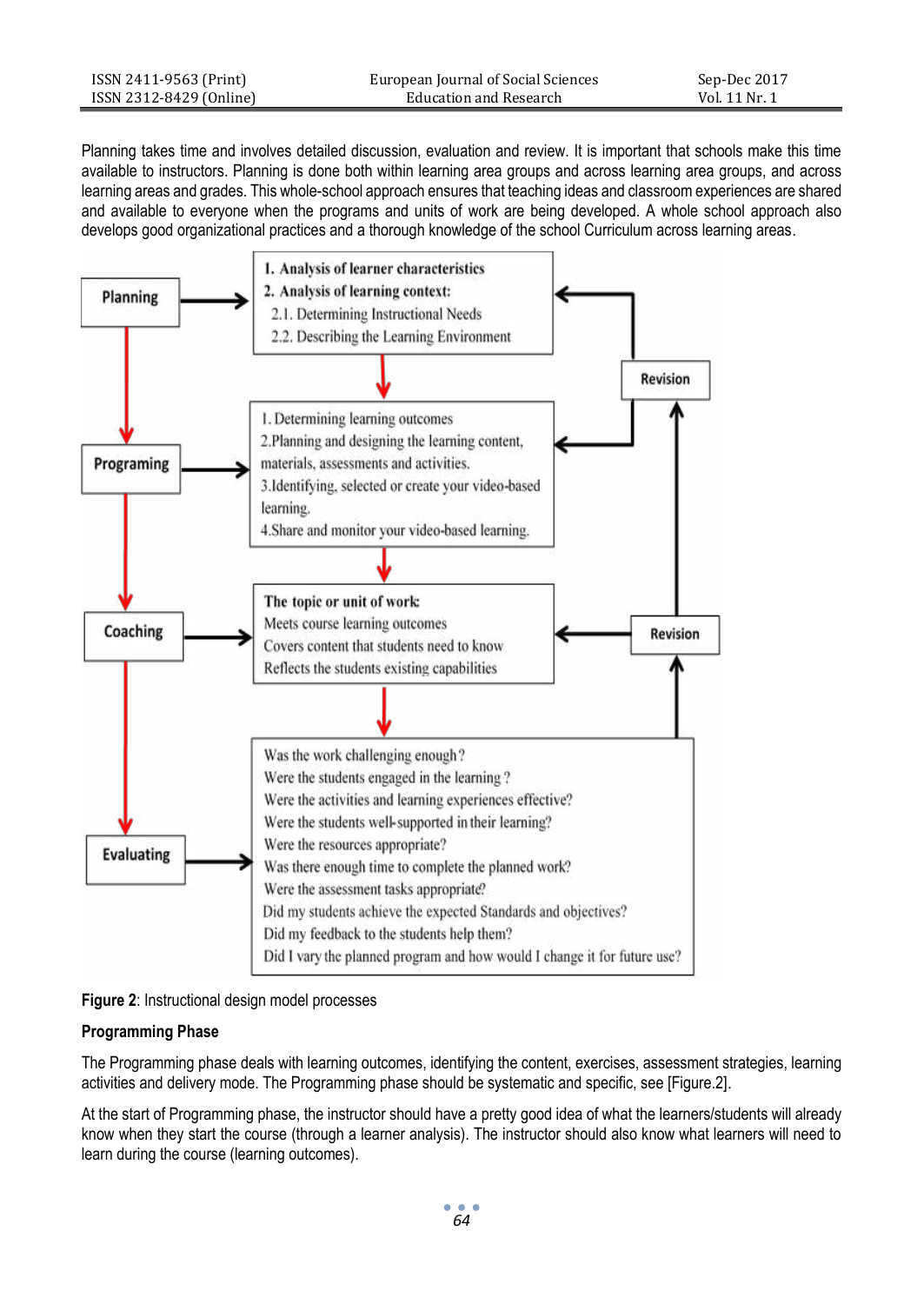Planning takes time and involves detailed discussion, evaluation and review. It is important that schools make this time available to instructors. Planning is done both within learning area groups and across learning area groups, and across learning areas and grades. This whole-school approach ensures that teaching ideas and classroom experiences are shared and available to everyone when the programs and units of work are being developed. A whole school approach also develops good organizational practices and a thorough knowledge of the school Curriculum across learning areas.

**Figure 2**: Instructional design model processes

**Programming Phase**

The Programming phase deals with learning outcomes, identifying the content, exercises, assessment strategies, learning activities and delivery mode. The Programming phase should be systematic and specific, see [Figure.2].

At the start of Programming phase, the instructor should have a pretty good idea of what the learners/students will already know when they start the course (through a learner analysis). The instructor should also know what learners will need to learn during the course (learning outcomes).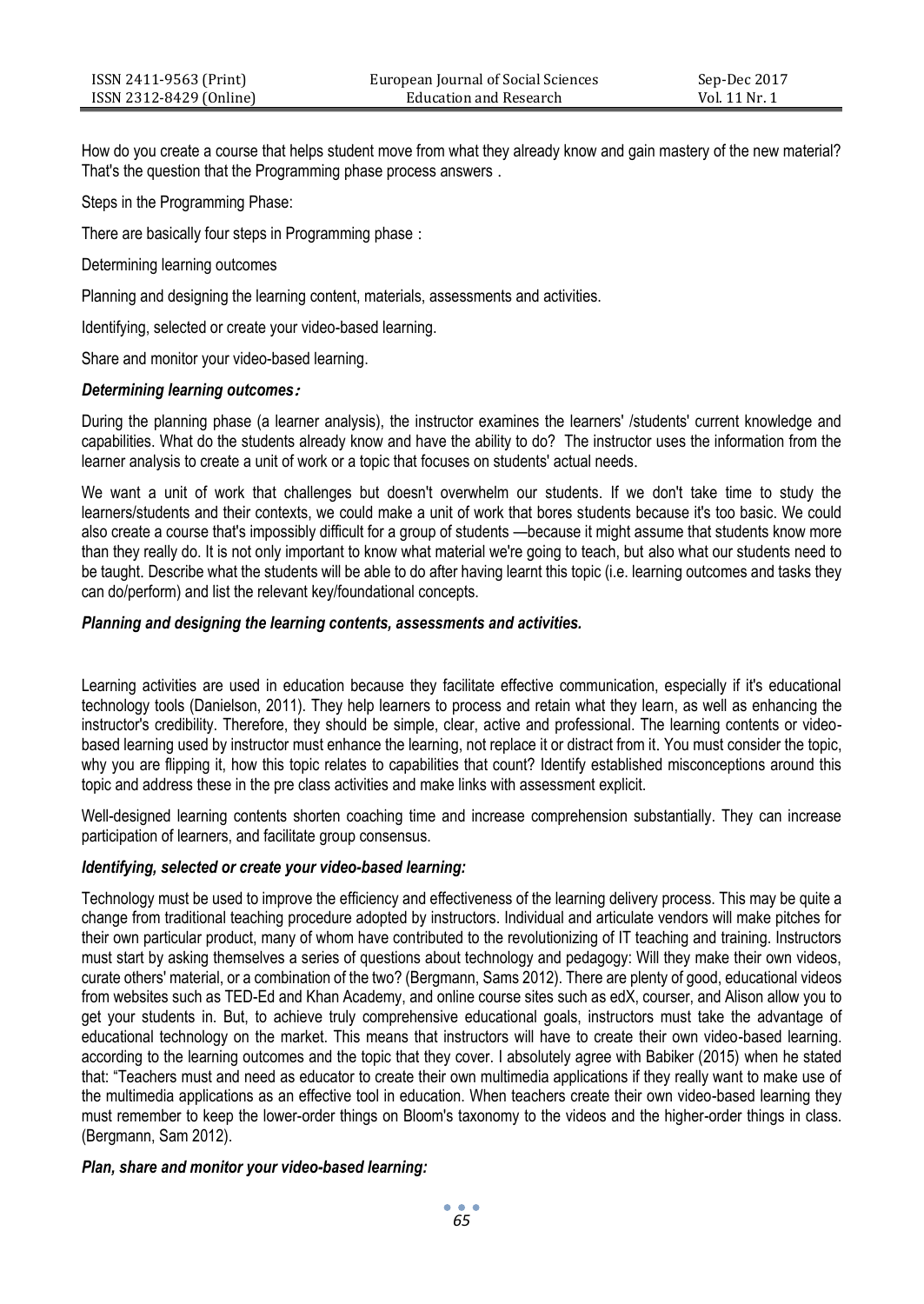How do you create a course that helps student move from what they already know and gain mastery of the new material? That's the question that the Programming phase process answers．

Steps in the Programming Phase:

There are basically four steps in Programming phase：

Determining learning outcomes

Planning and designing the learning content, materials, assessments and activities.

Identifying, selected or create your video-based learning.

Share and monitor your video-based learning.

***Determining learning outcomes*：**

During the planning phase (a learner analysis), the instructor examines the learners' /students' current knowledge and capabilities. What do the students already know and have the ability to do? The instructor uses the information from the learner analysis to create a unit of work or a topic that focuses on students' actual needs.

We want a unit of work that challenges but doesn't overwhelm our students. If we don't take time to study the learners/students and their contexts, we could make a unit of work that bores students because it's too basic. We could also create a course that's impossibly difficult for a group of students —because it might assume that students know more than they really do. It is not only important to know what material we're going to teach, but also what our students need to be taught. Describe what the students will be able to do after having learnt this topic (i.e. learning outcomes and tasks they can do/perform) and list the relevant key/foundational concepts.

***Planning and designing the learning contents, assessments and activities.***

Learning activities are used in education because they facilitate effective communication, especially if it's educational technology tools (Danielson, 2011). They help learners to process and retain what they learn, as well as enhancing the instructor's credibility. Therefore, they should be simple, clear, active and professional. The learning contents or video-based learning used by instructor must enhance the learning, not replace it or distract from it. You must consider the topic, why you are flipping it, how this topic relates to capabilities that count? Identify established misconceptions around this topic and address these in the pre class activities and make links with assessment explicit.

Well-designed learning contents shorten coaching time and increase comprehension substantially. They can increase participation of learners, and facilitate group consensus.

***Identifying, selected or create your video-based learning:***

Technology must be used to improve the efficiency and effectiveness of the learning delivery process. This may be quite a change from traditional teaching procedure adopted by instructors. Individual and articulate vendors will make pitches for their own particular product, many of whom have contributed to the revolutionizing of IT teaching and training. Instructors must start by asking themselves a series of questions about technology and pedagogy: Will they make their own videos, curate others' material, or a combination of the two? (Bergmann, Sams 2012). There are plenty of good, educational videos from websites such as TED-Ed and Khan Academy, and online course sites such as edX, courser, and Alison allow you to get your students in. But, to achieve truly comprehensive educational goals, instructors must take the advantage of educational technology on the market. This means that instructors will have to create their own video-based learning. according to the learning outcomes and the topic that they cover. I absolutely agree with Babiker (2015) when he stated that: "Teachers must and need as educator to create their own multimedia applications if they really want to make use of the multimedia applications as an effective tool in education. When teachers create their own video-based learning they must remember to keep the lower-order things on Bloom's taxonomy to the videos and the higher-order things in class. (Bergmann, Sam 2012).

***Plan, share and monitor your video-based learning:***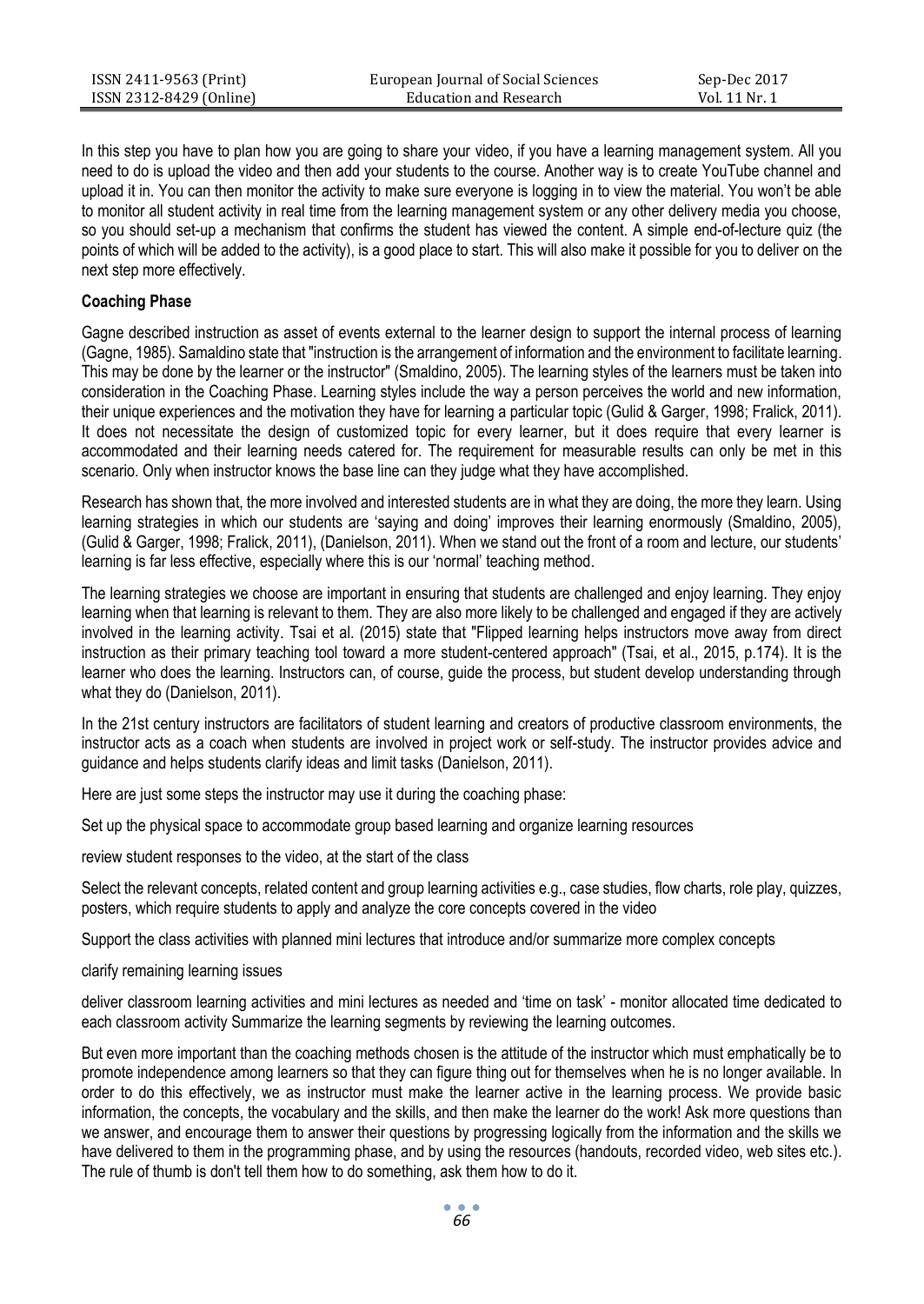In this step you have to plan how you are going to share your video, if you have a learning management system. All you need to do is upload the video and then add your students to the course. Another way is to create YouTube channel and upload it in. You can then monitor the activity to make sure everyone is logging in to view the material. You won't be able to monitor all student activity in real time from the learning management system or any other delivery media you choose, so you should set-up a mechanism that confirms the student has viewed the content. A simple end-of-lecture quiz (the points of which will be added to the activity), is a good place to start. This will also make it possible for you to deliver on the next step more effectively.

**Coaching Phase**

Gagne described instruction as asset of events external to the learner design to support the internal process of learning (Gagne, 1985). Samaldino state that "instruction is the arrangement of information and the environment to facilitate learning. This may be done by the learner or the instructor" (Smaldino, 2005). The learning styles of the learners must be taken into consideration in the Coaching Phase. Learning styles include the way a person perceives the world and new information, their unique experiences and the motivation they have for learning a particular topic (Gulid & Garger, 1998; Fralick, 2011). It does not necessitate the design of customized topic for every learner, but it does require that every learner is accommodated and their learning needs catered for. The requirement for measurable results can only be met in this scenario. Only when instructor knows the base line can they judge what they have accomplished.

Research has shown that, the more involved and interested students are in what they are doing, the more they learn. Using learning strategies in which our students are 'saying and doing' improves their learning enormously (Smaldino, 2005), (Gulid & Garger, 1998; Fralick, 2011), (Danielson, 2011). When we stand out the front of a room and lecture, our students' learning is far less effective, especially where this is our 'normal' teaching method.

The learning strategies we choose are important in ensuring that students are challenged and enjoy learning. They enjoy learning when that learning is relevant to them. They are also more likely to be challenged and engaged if they are actively involved in the learning activity. Tsai et al. (2015) state that "Flipped learning helps instructors move away from direct instruction as their primary teaching tool toward a more student-centered approach" (Tsai, et al., 2015, p.174). It is the learner who does the learning. Instructors can, of course, guide the process, but student develop understanding through what they do (Danielson, 2011).

In the 21st century instructors are facilitators of student learning and creators of productive classroom environments, the instructor acts as a coach when students are involved in project work or self-study. The instructor provides advice and guidance and helps students clarify ideas and limit tasks (Danielson, 2011).

Here are just some steps the instructor may use it during the coaching phase:

Set up the physical space to accommodate group based learning and organize learning resources

review student responses to the video, at the start of the class

Select the relevant concepts, related content and group learning activities e.g., case studies, flow charts, role play, quizzes, posters, which require students to apply and analyze the core concepts covered in the video

Support the class activities with planned mini lectures that introduce and/or summarize more complex concepts

clarify remaining learning issues

deliver classroom learning activities and mini lectures as needed and 'time on task' - monitor allocated time dedicated to each classroom activity Summarize the learning segments by reviewing the learning outcomes.

But even more important than the coaching methods chosen is the attitude of the instructor which must emphatically be to promote independence among learners so that they can figure thing out for themselves when he is no longer available. In order to do this effectively, we as instructor must make the learner active in the learning process. We provide basic information, the concepts, the vocabulary and the skills, and then make the learner do the work! Ask more questions than we answer, and encourage them to answer their questions by progressing logically from the information and the skills we have delivered to them in the programming phase, and by using the resources (handouts, recorded video, web sites etc.). The rule of thumb is don't tell them how to do something, ask them how to do it.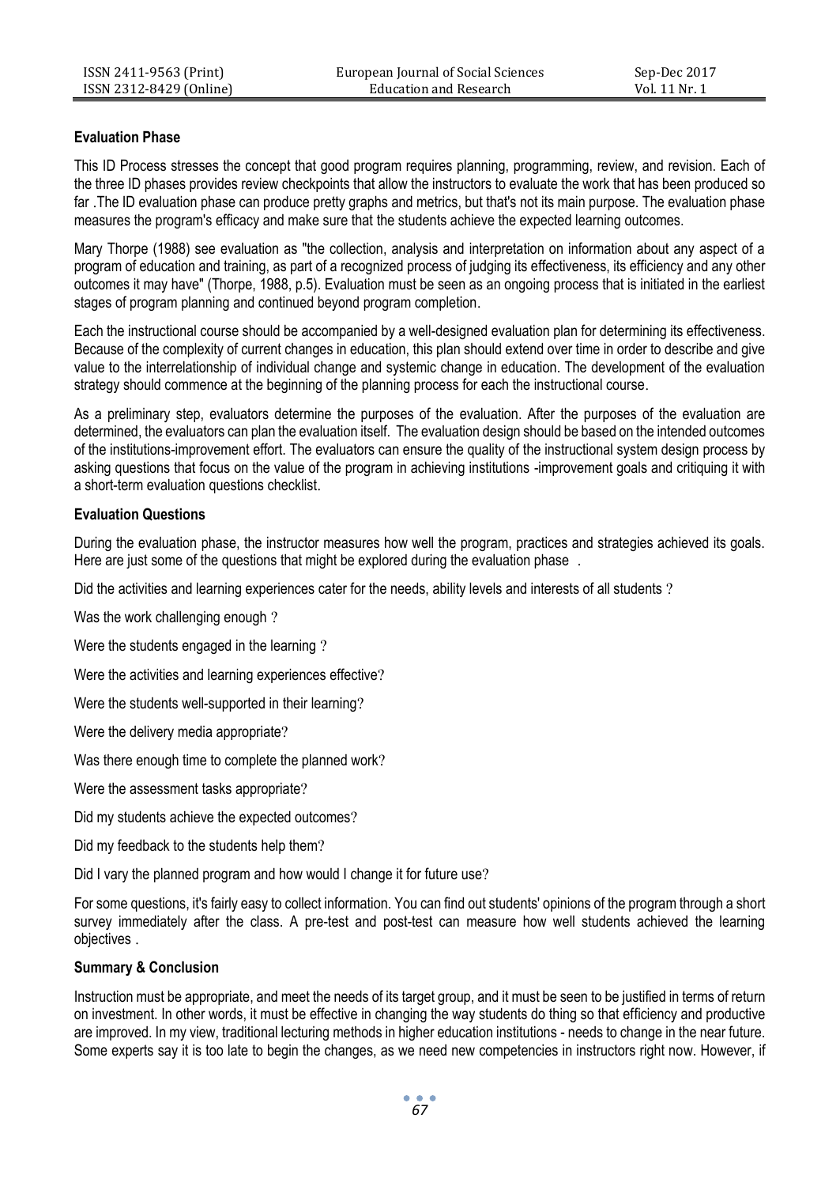**Evaluation Phase**

This ID Process stresses the concept that good program requires planning, programming, review, and revision. Each of the three ID phases provides review checkpoints that allow the instructors to evaluate the work that has been produced so far .The ID evaluation phase can produce pretty graphs and metrics, but that's not its main purpose. The evaluation phase measures the program's efficacy and make sure that the students achieve the expected learning outcomes.

Mary Thorpe (1988) see evaluation as "the collection, analysis and interpretation on information about any aspect of a program of education and training, as part of a recognized process of judging its effectiveness, its efficiency and any other outcomes it may have" (Thorpe, 1988, p.5). Evaluation must be seen as an ongoing process that is initiated in the earliest stages of program planning and continued beyond program completion.

Each the instructional course should be accompanied by a well-designed evaluation plan for determining its effectiveness. Because of the complexity of current changes in education, this plan should extend over time in order to describe and give value to the interrelationship of individual change and systemic change in education. The development of the evaluation strategy should commence at the beginning of the planning process for each the instructional course.

As a preliminary step, evaluators determine the purposes of the evaluation. After the purposes of the evaluation are determined, the evaluators can plan the evaluation itself. The evaluation design should be based on the intended outcomes of the institutions-improvement effort. The evaluators can ensure the quality of the instructional system design process by asking questions that focus on the value of the program in achieving institutions -improvement goals and critiquing it with a short-term evaluation questions checklist.

**Evaluation Questions**

During the evaluation phase, the instructor measures how well the program, practices and strategies achieved its goals. Here are just some of the questions that might be explored during the evaluation phase .

Did the activities and learning experiences cater for the needs, ability levels and interests of all students ?

Was the work challenging enough ?

Were the students engaged in the learning ?

Were the activities and learning experiences effective?

Were the students well-supported in their learning?

Were the delivery media appropriate?

Was there enough time to complete the planned work?

Were the assessment tasks appropriate?

Did my students achieve the expected outcomes?

Did my feedback to the students help them?

Did I vary the planned program and how would I change it for future use?

For some questions, it's fairly easy to collect information. You can find out students' opinions of the program through a short survey immediately after the class. A pre-test and post-test can measure how well students achieved the learning objectives .

**Summary & Conclusion**

Instruction must be appropriate, and meet the needs of its target group, and it must be seen to be justified in terms of return on investment. In other words, it must be effective in changing the way students do thing so that efficiency and productive are improved. In my view, traditional lecturing methods in higher education institutions - needs to change in the near future. Some experts say it is too late to begin the changes, as we need new competencies in instructors right now. However, if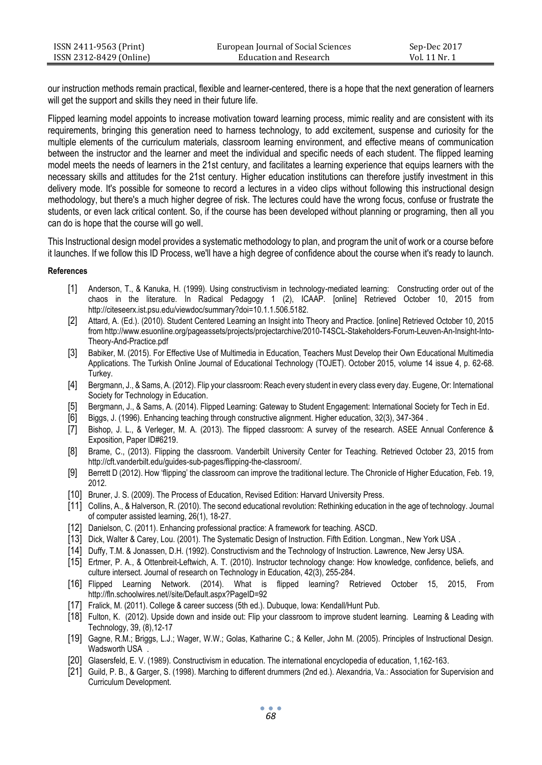our instruction methods remain practical, flexible and learner-centered, there is a hope that the next generation of learners will get the support and skills they need in their future life.

Flipped learning model appoints to increase motivation toward learning process, mimic reality and are consistent with its requirements, bringing this generation need to harness technology, to add excitement, suspense and curiosity for the multiple elements of the curriculum materials, classroom learning environment, and effective means of communication between the instructor and the learner and meet the individual and specific needs of each student. The flipped learning model meets the needs of learners in the 21st century, and facilitates a learning experience that equips learners with the necessary skills and attitudes for the 21st century. Higher education institutions can therefore justify investment in this delivery mode. It's possible for someone to record a lectures in a video clips without following this instructional design methodology, but there's a much higher degree of risk. The lectures could have the wrong focus, confuse or frustrate the students, or even lack critical content. So, if the course has been developed without planning or programing, then all you can do is hope that the course will go well.

This Instructional design model provides a systematic methodology to plan, and program the unit of work or a course before it launches. If we follow this ID Process, we'll have a high degree of confidence about the course when it's ready to launch.

**References**

[1] Anderson, T., & Kanuka, H. (1999). Using constructivism in technology-mediated learning: Constructing order out of the chaos in the literature. In Radical Pedagogy 1 (2), ICAAP. [online] Retrieved October 10, 2015 from http://citeseerx.ist.psu.edu/viewdoc/summary?doi=10.1.1.506.5182.

[2] Attard, A. (Ed.). (2010). Student Centered Learning an Insight into Theory and Practice. [online] Retrieved October 10, 2015 from http://www.esuonline.org/pageassets/projects/projectarchive/2010-T4SCL-Stakeholders-Forum-Leuven-An-Insight-Into-Theory-And-Practice.pdf

[3] Babiker, M. (2015). For Effective Use of Multimedia in Education, Teachers Must Develop their Own Educational Multimedia Applications. The Turkish Online Journal of Educational Technology (TOJET). October 2015, volume 14 issue 4, p. 62-68. Turkey.

[4] Bergmann, J., & Sams, A. (2012). Flip your classroom: Reach every student in every class every day. Eugene, Or: International Society for Technology in Education.

[5] Bergmann, J., & Sams, A. (2014). Flipped Learning: Gateway to Student Engagement: International Society for Tech in Ed.

[6] Biggs, J. (1996). Enhancing teaching through constructive alignment. Higher education, 32(3), 347-364 .

[7] Bishop, J. L., & Verleger, M. A. (2013). The flipped classroom: A survey of the research. ASEE Annual Conference & Exposition, Paper ID#6219.

[8] Brame, C., (2013). Flipping the classroom. Vanderbilt University Center for Teaching. Retrieved October 23, 2015 from http://cft.vanderbilt.edu/guides-sub-pages/flipping-the-classroom/.

[9] Berrett D (2012). How 'flipping' the classroom can improve the traditional lecture. The Chronicle of Higher Education, Feb. 19, 2012.

[10] Bruner, J. S. (2009). The Process of Education, Revised Edition: Harvard University Press.

[11] Collins, A., & Halverson, R. (2010). The second educational revolution: Rethinking education in the age of technology. Journal of computer assisted learning, 26(1), 18-27.

[12] Danielson, C. (2011). Enhancing professional practice: A framework for teaching. ASCD.

[13] Dick, Walter & Carey, Lou. (2001). The Systematic Design of Instruction. Fifth Edition. Longman., New York USA .

[14] Duffy, T.M. & Jonassen, D.H. (1992). Constructivism and the Technology of Instruction. Lawrence, New Jersy USA.

[15] Ertmer, P. A., & Ottenbreit-Leftwich, A. T. (2010). Instructor technology change: How knowledge, confidence, beliefs, and culture intersect. Journal of research on Technology in Education, 42(3), 255-284.

[16] Flipped Learning Network. (2014). What is flipped learning? Retrieved October 15, 2015, From http://fln.schoolwires.net//site/Default.aspx?PageID=92

[17] Fralick, M. (2011). College & career success (5th ed.). Dubuque, Iowa: Kendall/Hunt Pub.

[18] Fulton, K. (2012). Upside down and inside out: Flip your classroom to improve student learning. Learning & Leading with Technology, 39, (8),12-17

[19] Gagne, R.M.; Briggs, L.J.; Wager, W.W.; Golas, Katharine C.; & Keller, John M. (2005). Principles of Instructional Design. Wadsworth USA .

[20] Glasersfeld, E. V. (1989). Constructivism in education. The international encyclopedia of education, 1,162-163.

[21] Guild, P. B., & Garger, S. (1998). Marching to different drummers (2nd ed.). Alexandria, Va.: Association for Supervision and Curriculum Development.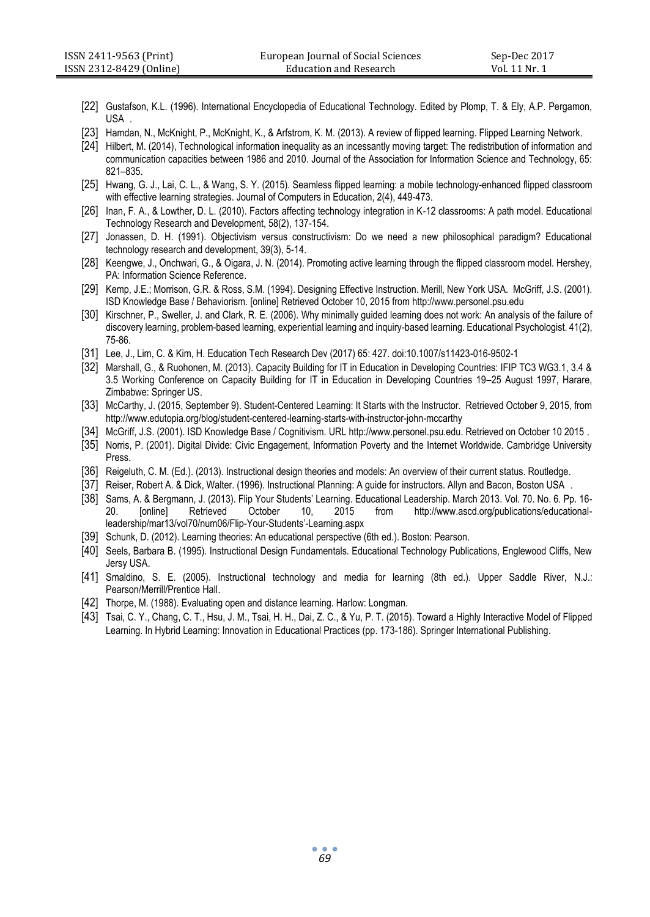[22] Gustafson, K.L. (1996). International Encyclopedia of Educational Technology. Edited by Plomp, T. & Ely, A.P. Pergamon, USA .

[23] Hamdan, N., McKnight, P., McKnight, K., & Arfstrom, K. M. (2013). A review of flipped learning. Flipped Learning Network.

[24] Hilbert, M. (2014), Technological information inequality as an incessantly moving target: The redistribution of information and communication capacities between 1986 and 2010. Journal of the Association for Information Science and Technology, 65: 821–835.

[25] Hwang, G. J., Lai, C. L., & Wang, S. Y. (2015). Seamless flipped learning: a mobile technology-enhanced flipped classroom with effective learning strategies. Journal of Computers in Education, 2(4), 449-473.

[26] Inan, F. A., & Lowther, D. L. (2010). Factors affecting technology integration in K-12 classrooms: A path model. Educational Technology Research and Development, 58(2), 137-154.

[27] Jonassen, D. H. (1991). Objectivism versus constructivism: Do we need a new philosophical paradigm? Educational technology research and development, 39(3), 5-14.

[28] Keengwe, J., Onchwari, G., & Oigara, J. N. (2014). Promoting active learning through the flipped classroom model. Hershey, PA: Information Science Reference.

[29] Kemp, J.E.; Morrison, G.R. & Ross, S.M. (1994). Designing Effective Instruction. Merill, New York USA. McGriff, J.S. (2001). ISD Knowledge Base / Behaviorism. [online] Retrieved October 10, 2015 from http://www.personel.psu.edu

[30] Kirschner, P., Sweller, J. and Clark, R. E. (2006). Why minimally guided learning does not work: An analysis of the failure of discovery learning, problem-based learning, experiential learning and inquiry-based learning. Educational Psychologist. 41(2), 75-86.

[31] Lee, J., Lim, C. & Kim, H. Education Tech Research Dev (2017) 65: 427. doi:10.1007/s11423-016-9502-1

[32] Marshall, G., & Ruohonen, M. (2013). Capacity Building for IT in Education in Developing Countries: IFIP TC3 WG3.1, 3.4 & 3.5 Working Conference on Capacity Building for IT in Education in Developing Countries 19–25 August 1997, Harare, Zimbabwe: Springer US.

[33] McCarthy, J. (2015, September 9). Student-Centered Learning: It Starts with the Instructor. Retrieved October 9, 2015, from http://www.edutopia.org/blog/student-centered-learning-starts-with-instructor-john-mccarthy

[34] McGriff, J.S. (2001). ISD Knowledge Base / Cognitivism. URL http://www.personel.psu.edu. Retrieved on October 10 2015 .

[35] Norris, P. (2001). Digital Divide: Civic Engagement, Information Poverty and the Internet Worldwide. Cambridge University Press.

[36] Reigeluth, C. M. (Ed.). (2013). Instructional design theories and models: An overview of their current status. Routledge.

[37] Reiser, Robert A. & Dick, Walter. (1996). Instructional Planning: A guide for instructors. Allyn and Bacon, Boston USA .

[38] Sams, A. & Bergmann, J. (2013). Flip Your Students' Learning. Educational Leadership. March 2013. Vol. 70. No. 6. Pp. 16-20. [online] Retrieved October 10, 2015 from http://www.ascd.org/publications/educational-leadership/mar13/vol70/num06/Flip-Your-Students'-Learning.aspx

[39] Schunk, D. (2012). Learning theories: An educational perspective (6th ed.). Boston: Pearson.

[40] Seels, Barbara B. (1995). Instructional Design Fundamentals. Educational Technology Publications, Englewood Cliffs, New Jersy USA.

[41] Smaldino, S. E. (2005). Instructional technology and media for learning (8th ed.). Upper Saddle River, N.J.: Pearson/Merrill/Prentice Hall.

[42] Thorpe, M. (1988). Evaluating open and distance learning. Harlow: Longman.

[43] Tsai, C. Y., Chang, C. T., Hsu, J. M., Tsai, H. H., Dai, Z. C., & Yu, P. T. (2015). Toward a Highly Interactive Model of Flipped Learning. In Hybrid Learning: Innovation in Educational Practices (pp. 173-186). Springer International Publishing.